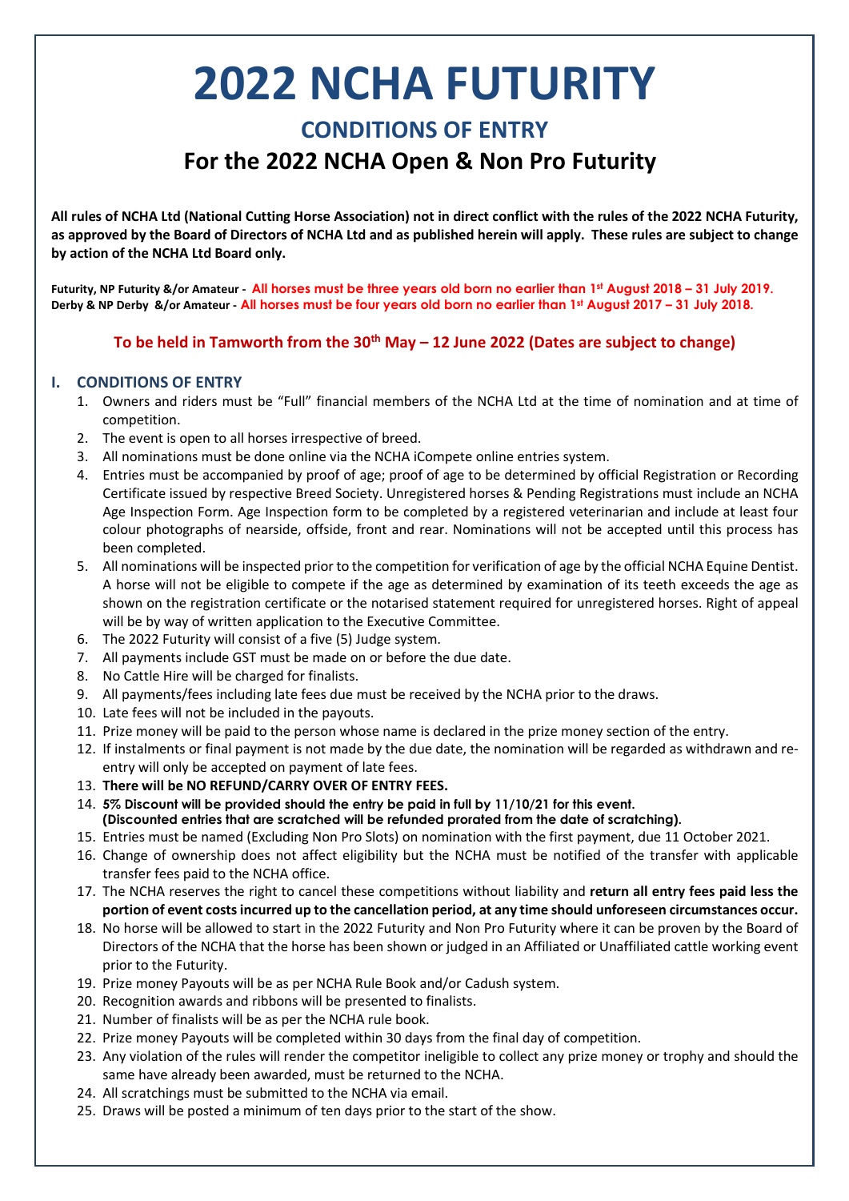# 2022 NCHA FUTURITY

## CONDITIONS OF ENTRY

## For the 2022 NCHA Open & Non Pro Futurity

**All rules of NCHA Ltd (National Cutting Horse Association) not in direct conflict with the rules of the 2022 NCHA Futurity, as approved by the Board of Directors of NCHA Ltd and as published herein will apply. These rules are subject to change by action of the NCHA Ltd Board only.**

**Futurity, NP Futurity &/or Amateur - All horses must be three years old born no earlier than 1st August 2018 – 31 July 2019.**
**Derby & NP Derby &/or Amateur - All horses must be four years old born no earlier than 1st August 2017 – 31 July 2018.**

**To be held in Tamworth from the 30th May – 12 June 2022 (Dates are subject to change)**

### I. CONDITIONS OF ENTRY

1. Owners and riders must be "Full" financial members of the NCHA Ltd at the time of nomination and at time of competition.
2. The event is open to all horses irrespective of breed.
3. All nominations must be done online via the NCHA iCompete online entries system.
4. Entries must be accompanied by proof of age; proof of age to be determined by official Registration or Recording Certificate issued by respective Breed Society. Unregistered horses & Pending Registrations must include an NCHA Age Inspection Form. Age Inspection form to be completed by a registered veterinarian and include at least four colour photographs of nearside, offside, front and rear. Nominations will not be accepted until this process has been completed.
5. All nominations will be inspected prior to the competition for verification of age by the official NCHA Equine Dentist. A horse will not be eligible to compete if the age as determined by examination of its teeth exceeds the age as shown on the registration certificate or the notarised statement required for unregistered horses. Right of appeal will be by way of written application to the Executive Committee.
6. The 2022 Futurity will consist of a five (5) Judge system.
7. All payments include GST must be made on or before the due date.
8. No Cattle Hire will be charged for finalists.
9. All payments/fees including late fees due must be received by the NCHA prior to the draws.
10. Late fees will not be included in the payouts.
11. Prize money will be paid to the person whose name is declared in the prize money section of the entry.
12. If instalments or final payment is not made by the due date, the nomination will be regarded as withdrawn and re-entry will only be accepted on payment of late fees.
13. **There will be NO REFUND/CARRY OVER OF ENTRY FEES.**
14. **5% Discount will be provided should the entry be paid in full by 11/10/21 for this event. (Discounted entries that are scratched will be refunded prorated from the date of scratching).**
15. Entries must be named (Excluding Non Pro Slots) on nomination with the first payment, due 11 October 2021.
16. Change of ownership does not affect eligibility but the NCHA must be notified of the transfer with applicable transfer fees paid to the NCHA office.
17. The NCHA reserves the right to cancel these competitions without liability and **return all entry fees paid less the portion of event costs incurred up to the cancellation period, at any time should unforeseen circumstances occur.**
18. No horse will be allowed to start in the 2022 Futurity and Non Pro Futurity where it can be proven by the Board of Directors of the NCHA that the horse has been shown or judged in an Affiliated or Unaffiliated cattle working event prior to the Futurity.
19. Prize money Payouts will be as per NCHA Rule Book and/or Cadush system.
20. Recognition awards and ribbons will be presented to finalists.
21. Number of finalists will be as per the NCHA rule book.
22. Prize money Payouts will be completed within 30 days from the final day of competition.
23. Any violation of the rules will render the competitor ineligible to collect any prize money or trophy and should the same have already been awarded, must be returned to the NCHA.
24. All scratchings must be submitted to the NCHA via email.
25. Draws will be posted a minimum of ten days prior to the start of the show.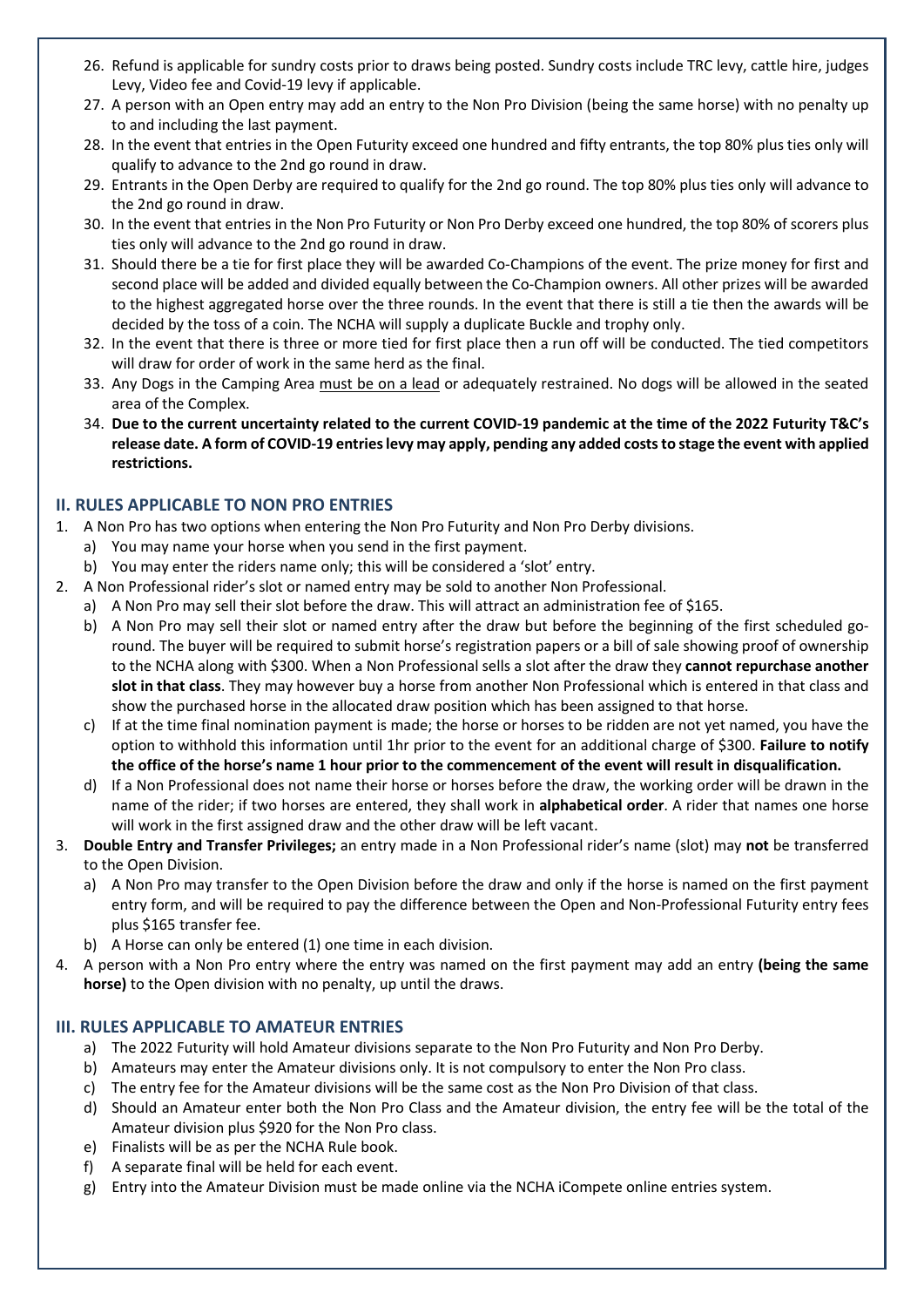26. Refund is applicable for sundry costs prior to draws being posted. Sundry costs include TRC levy, cattle hire, judges Levy, Video fee and Covid-19 levy if applicable.
27. A person with an Open entry may add an entry to the Non Pro Division (being the same horse) with no penalty up to and including the last payment.
28. In the event that entries in the Open Futurity exceed one hundred and fifty entrants, the top 80% plus ties only will qualify to advance to the 2nd go round in draw.
29. Entrants in the Open Derby are required to qualify for the 2nd go round. The top 80% plus ties only will advance to the 2nd go round in draw.
30. In the event that entries in the Non Pro Futurity or Non Pro Derby exceed one hundred, the top 80% of scorers plus ties only will advance to the 2nd go round in draw.
31. Should there be a tie for first place they will be awarded Co-Champions of the event. The prize money for first and second place will be added and divided equally between the Co-Champion owners. All other prizes will be awarded to the highest aggregated horse over the three rounds. In the event that there is still a tie then the awards will be decided by the toss of a coin. The NCHA will supply a duplicate Buckle and trophy only.
32. In the event that there is three or more tied for first place then a run off will be conducted. The tied competitors will draw for order of work in the same herd as the final.
33. Any Dogs in the Camping Area must be on a lead or adequately restrained. No dogs will be allowed in the seated area of the Complex.
34. **Due to the current uncertainty related to the current COVID-19 pandemic at the time of the 2022 Futurity T&C's release date. A form of COVID-19 entries levy may apply, pending any added costs to stage the event with applied restrictions.**

## II. RULES APPLICABLE TO NON PRO ENTRIES

1. A Non Pro has two options when entering the Non Pro Futurity and Non Pro Derby divisions.
   a) You may name your horse when you send in the first payment.
   b) You may enter the riders name only; this will be considered a 'slot' entry.
2. A Non Professional rider's slot or named entry may be sold to another Non Professional.
   a) A Non Pro may sell their slot before the draw. This will attract an administration fee of $165.
   b) A Non Pro may sell their slot or named entry after the draw but before the beginning of the first scheduled go-round. The buyer will be required to submit horse's registration papers or a bill of sale showing proof of ownership to the NCHA along with $300. When a Non Professional sells a slot after the draw they **cannot repurchase another slot in that class**. They may however buy a horse from another Non Professional which is entered in that class and show the purchased horse in the allocated draw position which has been assigned to that horse.
   c) If at the time final nomination payment is made; the horse or horses to be ridden are not yet named, you have the option to withhold this information until 1hr prior to the event for an additional charge of $300. **Failure to notify the office of the horse's name 1 hour prior to the commencement of the event will result in disqualification.**
   d) If a Non Professional does not name their horse or horses before the draw, the working order will be drawn in the name of the rider; if two horses are entered, they shall work in **alphabetical order**. A rider that names one horse will work in the first assigned draw and the other draw will be left vacant.
3. **Double Entry and Transfer Privileges;** an entry made in a Non Professional rider's name (slot) may **not** be transferred to the Open Division.
   a) A Non Pro may transfer to the Open Division before the draw and only if the horse is named on the first payment entry form, and will be required to pay the difference between the Open and Non-Professional Futurity entry fees plus $165 transfer fee.
   b) A Horse can only be entered (1) one time in each division.
4. A person with a Non Pro entry where the entry was named on the first payment may add an entry **(being the same horse)** to the Open division with no penalty, up until the draws.

## III. RULES APPLICABLE TO AMATEUR ENTRIES

a) The 2022 Futurity will hold Amateur divisions separate to the Non Pro Futurity and Non Pro Derby.
b) Amateurs may enter the Amateur divisions only. It is not compulsory to enter the Non Pro class.
c) The entry fee for the Amateur divisions will be the same cost as the Non Pro Division of that class.
d) Should an Amateur enter both the Non Pro Class and the Amateur division, the entry fee will be the total of the Amateur division plus $920 for the Non Pro class.
e) Finalists will be as per the NCHA Rule book.
f) A separate final will be held for each event.
g) Entry into the Amateur Division must be made online via the NCHA iCompete online entries system.